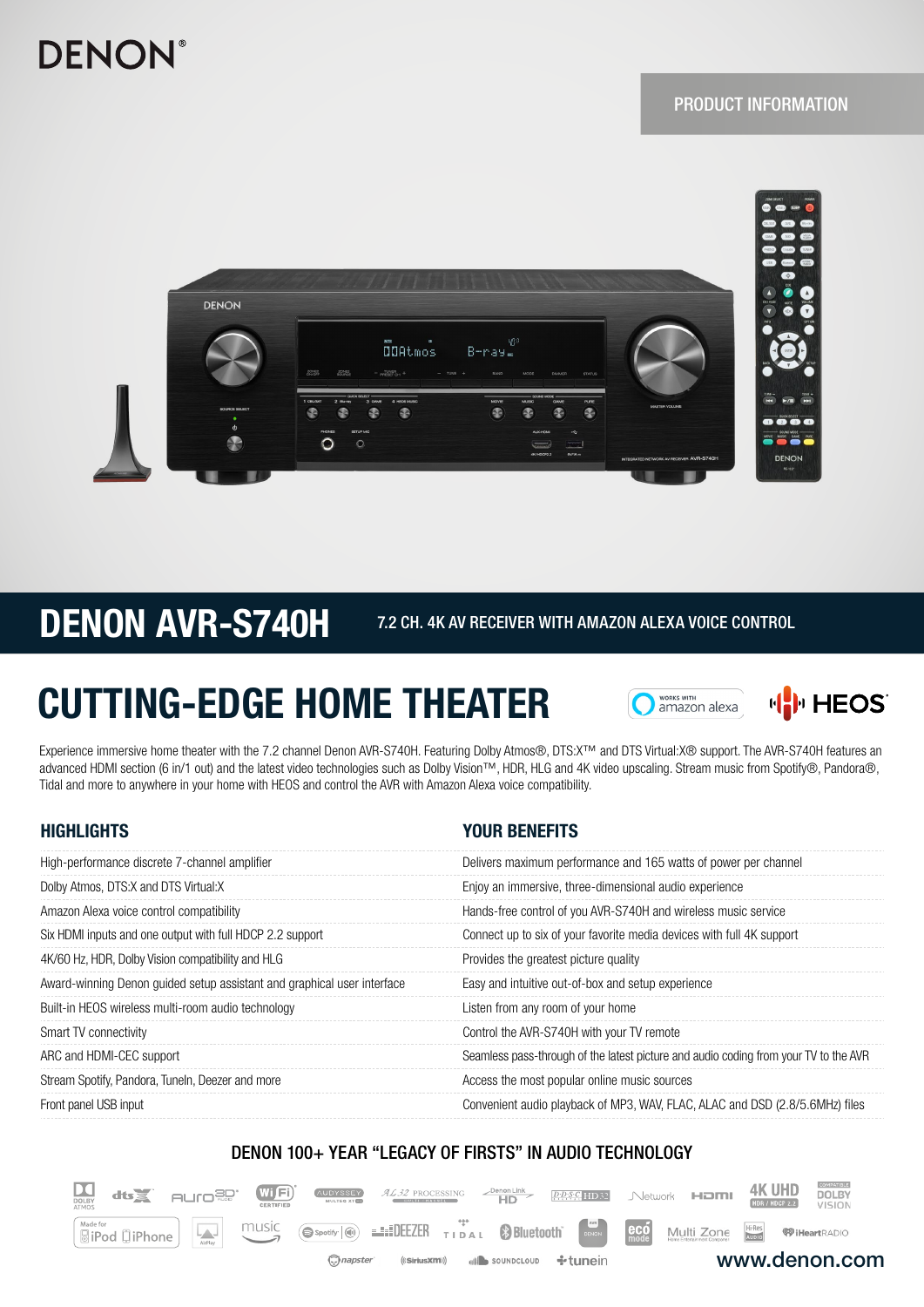DENON®

PRODUCT INFORMATION

# DENON AVR-S740H

7.2 CH. 4K AV RECEIVER WITH AMAZON ALEXA VOICE CONTROL

## CUTTING-EDGE HOME THEATER

Experience immersive home theater with the 7.2 channel Denon AVR-S740H. Featuring Dolby Atmos®, DTS:X™ and DTS Virtual:X® support. The AVR-S740H features an advanced HDMI section (6 in/1 out) and the latest video technologies such as Dolby Vision™, HDR, HLG and 4K video upscaling. Stream music from Spotify®, Pandora®, Tidal and more to anywhere in your home with HEOS and control the AVR with Amazon Alexa voice compatibility.

| HIGHLIGHTS | YOUR BENEFITS |
|---|---|
| High-performance discrete 7-channel amplifier | Delivers maximum performance and 165 watts of power per channel |
| Dolby Atmos, DTS:X and DTS Virtual:X | Enjoy an immersive, three-dimensional audio experience |
| Amazon Alexa voice control compatibility | Hands-free control of you AVR-S740H and wireless music service |
| Six HDMI inputs and one output with full HDCP 2.2 support | Connect up to six of your favorite media devices with full 4K support |
| 4K/60 Hz, HDR, Dolby Vision compatibility and HLG | Provides the greatest picture quality |
| Award-winning Denon guided setup assistant and graphical user interface | Easy and intuitive out-of-box and setup experience |
| Built-in HEOS wireless multi-room audio technology | Listen from any room of your home |
| Smart TV connectivity | Control the AVR-S740H with your TV remote |
| ARC and HDMI-CEC support | Seamless pass-through of the latest picture and audio coding from your TV to the AVR |
| Stream Spotify, Pandora, TuneIn, Deezer and more | Access the most popular online music sources |
| Front panel USB input | Convenient audio playback of MP3, WAV, FLAC, ALAC and DSD (2.8/5.6MHz) files |

### DENON 100+ YEAR “LEGACY OF FIRSTS” IN AUDIO TECHNOLOGY

www.denon.com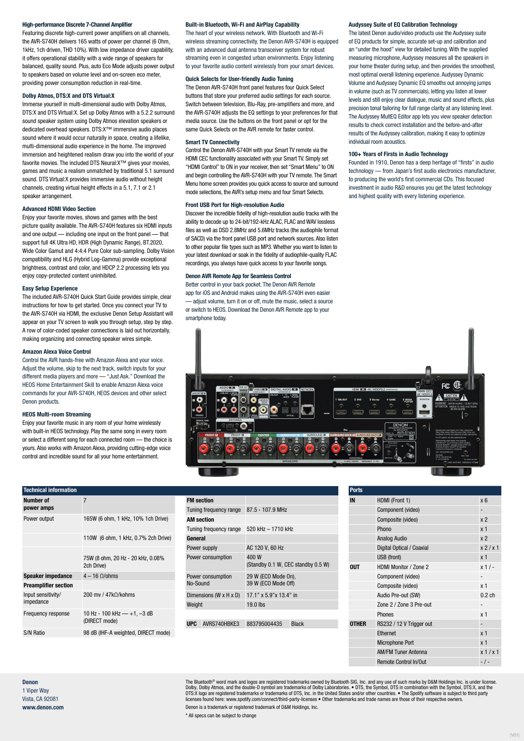### High-performance Discrete 7-Channel Amplifier

Featuring discrete high-current power amplifiers on all channels, the AVR-S740H delivers 165 watts of power per channel (6 Ohm, 1kHz, 1ch driven, THD 10%). With low impedance driver capability, it offers operational stability with a wide range of speakers for balanced, quality sound. Plus, auto Eco Mode adjusts power output to speakers based on volume level and on-screen eco meter, providing power consumption reduction in real-time.

### Dolby Atmos, DTS:X and DTS Virtual:X

Immerse yourself in multi-dimensional audio with Dolby Atmos, DTS:X and DTS Virtual:X. Set up Dolby Atmos with a 5.2.2 surround sound speaker system using Dolby Atmos elevation speakers or dedicated overhead speakers. DTS:X™ immersive audio places sound where it would occur naturally in space, creating a lifelike, multi-dimensional audio experience in the home. The improved immersion and heightened realism draw you into the world of your favorite movies. The included DTS Neural:X™ gives your movies, games and music a realism unmatched by traditional 5.1 surround sound. DTS Virtual:X provides immersive audio without height channels, creating virtual height effects in a 5.1, 7.1 or 2.1 speaker arrangement.

### Advanced HDMI Video Section

Enjoy your favorite movies, shows and games with the best picture quality available. The AVR-S740H features six HDMI inputs and one output — including one input on the front panel — that support full 4K Ultra HD, HDR (High Dynamic Range), BT.2020, Wide Color Gamut and 4:4:4 Pure Color sub-sampling. Dolby Vision compatibility and HLG (Hybrid Log-Gamma) provide exceptional brightness, contrast and color, and HDCP 2.2 processing lets you enjoy copy-protected content uninhibited.

### Easy Setup Experience

The included AVR-S740H Quick Start Guide provides simple, clear instructions for how to get started. Once you connect your TV to the AVR-S740H via HDMI, the exclusive Denon Setup Assistant will appear on your TV screen to walk you through setup, step by step. A row of color-coded speaker connections is laid out horizontally, making organizing and connecting speaker wires simple.

### Amazon Alexa Voice Control

Control the AVR hands-free with Amazon Alexa and your voice. Adjust the volume, skip to the next track, switch inputs for your different media players and more — "Just Ask." Download the HEOS Home Entertainment Skill to enable Amazon Alexa voice commands for your AVR-S740H, HEOS devices and other select Denon products.

### HEOS Multi-room Streaming

Enjoy your favorite music in any room of your home wirelessly with built-in HEOS technology. Play the same song in every room or select a different song for each connected room — the choice is yours. Also works with Amazon Alexa, providing cutting-edge voice control and incredible sound for all your home entertainment.

### Built-in Bluetooth, Wi-Fi and AirPlay Capability

The heart of your wireless network. With Bluetooth and Wi-Fi wireless streaming connectivity, the Denon AVR-S740H is equipped with an advanced dual antenna transceiver system for robust streaming even in congested urban environments. Enjoy listening to your favorite audio content wirelessly from your smart devices.

### Quick Selects for User-friendly Audio Tuning

The Denon AVR-S740H front panel features four Quick Select buttons that store your preferred audio settings for each source. Switch between television, Blu-Ray, pre-amplifiers and more, and the AVR-S740H adjusts the EQ settings to your preferences for that media source. Use the buttons on the front panel or opt for the same Quick Selects on the AVR remote for faster control.

### Smart TV Connectivity

Control the Denon AVR-S740H with your Smart TV remote via the HDMI CEC functionality associated with your Smart TV. Simply set "HDMI Control" to ON in your receiver, then set "Smart Menu" to ON and begin controlling the AVR-S740H with your TV remote. The Smart Menu home screen provides you quick access to source and surround mode selections, the AVR's setup menu and four Smart Selects.

### Front USB Port for High-resolution Audio

Discover the incredible fidelity of high-resolution audio tracks with the ability to decode up to 24-bit/192-kHz ALAC, FLAC and WAV lossless files as well as DSD 2.8MHz and 5.6MHz tracks (the audiophile format of SACD) via the front panel USB port and network sources. Also listen to other popular file types such as MP3. Whether you want to listen to your latest download or soak in the fidelity of audiophile-quality FLAC recordings, you always have quick access to your favorite songs.

### Denon AVR Remote App for Seamless Control

Better control in your back pocket. The Denon AVR Remote app for iOS and Android makes using the AVR-S740H even easier — adjust volume, turn it on or off, mute the music, select a source or switch to HEOS. Download the Denon AVR Remote app to your smartphone today.

### Audyssey Suite of EQ Calibration Technology

The latest Denon audio/video products use the Audyssey suite of EQ products for simple, accurate set-up and calibration and an "under the hood" view for detailed tuning. With the supplied measuring microphone, Audyssey measures all the speakers in your home theater during setup, and then provides the smoothest, most optimal overall listening experience. Audyssey Dynamic Volume and Audyssey Dynamic EQ smooths out annoying jumps in volume (such as TV commercials), letting you listen at lower levels and still enjoy clear dialogue, music and sound effects, plus precision tonal tailoring for full range clarity at any listening level. The Audyssey MultEQ Editor app lets you view speaker detection results to check correct installation and the before-and-after results of the Audyssey calibration, making it easy to optimize individual room acoustics.

### 100+ Years of Firsts in Audio Technology

Founded in 1910, Denon has a deep heritage of "firsts" in audio technology — from Japan's first audio electronics manufacturer, to producing the world's first commercial CDs. This focused investment in audio R&D ensures you get the latest technology and highest quality with every listening experience.

| Technical information | |
|---|---|
| **Number of power amps** | 7 |
| Power output | 165W (6 ohm, 1 kHz, 10% 1ch Drive) |
| | 110W (6 ohm, 1 kHz, 0.7% 2ch Drive) |
| | 75W (8 ohm, 20 Hz - 20 kHz, 0.08% 2ch Drive) |
| **Speaker impedance** | 4 – 16 Ω/ohms |
| **Preamplifier section** | |
| Input sensitivity/ impedance | 200 mv / 47kΩ/kohms |
| Frequency response | 10 Hz - 100 kHz — +1, –3 dB (DIRECT mode) |
| S/N Ratio | 98 dB (IHF-A weighted, DIRECT mode) |

| | |
|---|---|
| **FM section** | |
| Tuning frequency range | 87.5 - 107.9 MHz |
| **AM section** | |
| Tuning frequency range | 520 kHz – 1710 kHz |
| **General** | |
| Power supply | AC 120 V, 60 Hz |
| Power consumption | 400 W (Standby 0.1 W, CEC standby 0.5 W) |
| Power consumption No-Sound | 29 W (ECO Mode On), 39 W (ECO Mode Off) |
| Dimensions (W x H x D) | 17.1" x 5.9"x 13.4" in |
| Weight | 19.0 lbs |

| | | | |
|---|---|---|---|
| **UPC** | AVRS740HBKE3 | 883795004435 | Black |

| Ports | | |
|---|---|---|
| **IN** | HDMI (Front 1) | x 6 |
| | Component (video) | - |
| | Composite (video) | x 2 |
| | Phono | x 1 |
| | Analog Audio | x 2 |
| | Digital Optical / Coaxial | x 2 / x 1 |
| | USB (front) | x 1 |
| **OUT** | HDMI Monitor / Zone 2 | x 1 / - |
| | Component (video) | - |
| | Composite (video) | x 1 |
| | Audio Pre-out (SW) | 0.2 ch |
| | Zone 2 / Zone 3 Pre-out | - |
| | Phones | x 1 |
| **OTHER** | RS232 / 12 V Trigger out | - |
| | Ethernet | x 1 |
| | Microphone Port | x 1 |
| | AM/FM Tuner Antenna | x 1 / x 1 |
| | Remote Control In/Out | - / - |

**Denon**
1 Viper Way
Vista, CA 92081
**www.denon.com**

The Bluetooth® word mark and logos are registered trademarks owned by Bluetooth SIG, Inc. and any use of such marks by D&M Holdings Inc. is under license. Dolby, Dolby Atmos, and the double-D symbol are trademarks of Dolby Laboratories. • DTS, the Symbol, DTS in combination with the Symbol, DTS:X, and the DTS:X logo are registered trademarks or trademarks of DTS, Inc. in the United States and/or other countries. • The Spotify software is subject to third party licenses found here: www.spotify.com/connect/third-party-licenses • Other trademarks and trade names are those of their respective owners.

Denon is a trademark or registered trademark of D&M Holdings, Inc.

\* All specs can be subject to change